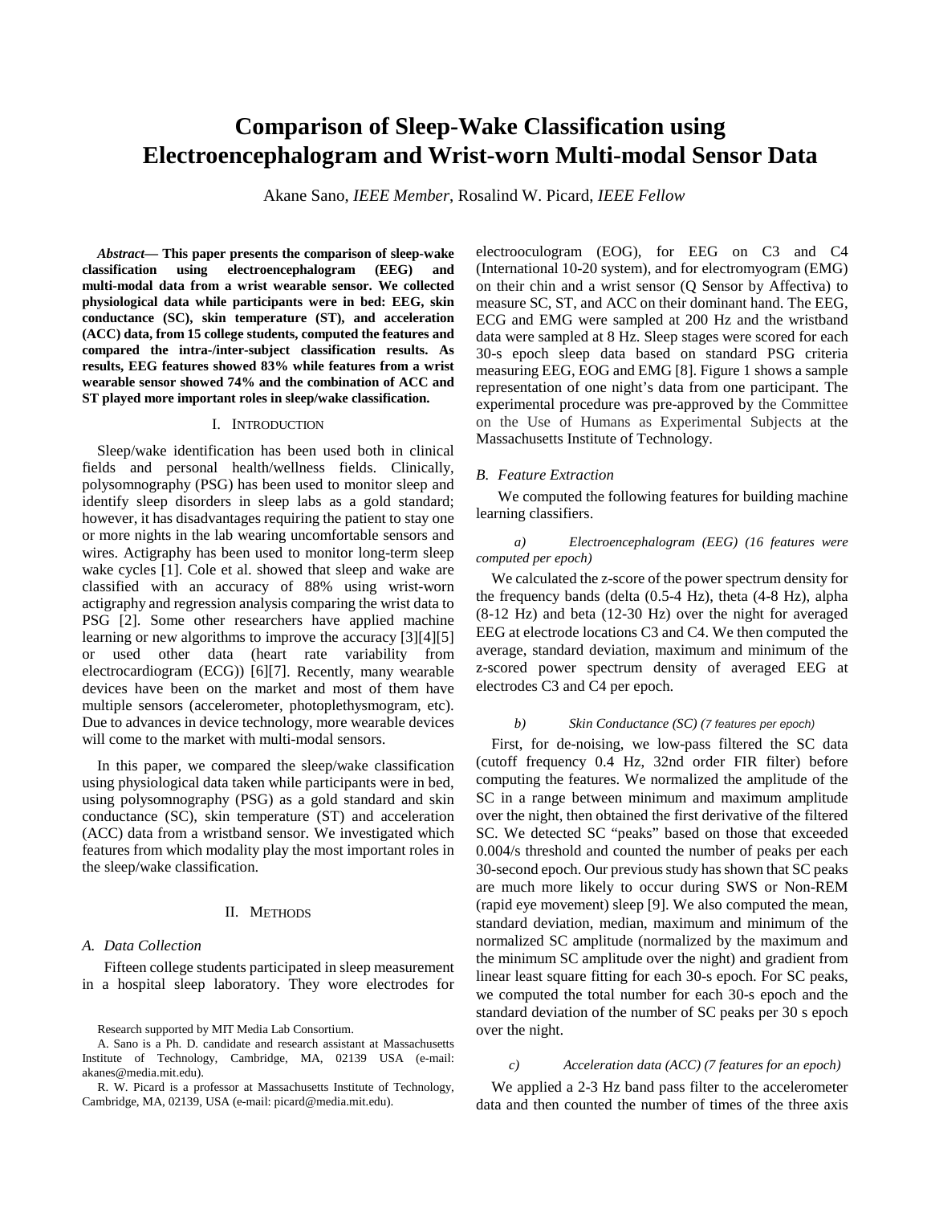# Comparison of Sleep-Wake Classification using Electroencephalogram and Wrist-worn Multi-modal Sensor Data

Akane Sano, *IEEE Member*, Rosalind W. Picard, *IEEE Fellow*

***Abstract*— This paper presents the comparison of sleep-wake classification using electroencephalogram (EEG) and multi-modal data from a wrist wearable sensor. We collected physiological data while participants were in bed: EEG, skin conductance (SC), skin temperature (ST), and acceleration (ACC) data, from 15 college students, computed the features and compared the intra-/inter-subject classification results. As results, EEG features showed 83% while features from a wrist wearable sensor showed 74% and the combination of ACC and ST played more important roles in sleep/wake classification.**

## I. Introduction

Sleep/wake identification has been used both in clinical fields and personal health/wellness fields. Clinically, polysomnography (PSG) has been used to monitor sleep and identify sleep disorders in sleep labs as a gold standard; however, it has disadvantages requiring the patient to stay one or more nights in the lab wearing uncomfortable sensors and wires. Actigraphy has been used to monitor long-term sleep wake cycles [1]. Cole et al. showed that sleep and wake are classified with an accuracy of 88% using wrist-worn actigraphy and regression analysis comparing the wrist data to PSG [2]. Some other researchers have applied machine learning or new algorithms to improve the accuracy [3][4][5] or used other data (heart rate variability from electrocardiogram (ECG)) [6][7]. Recently, many wearable devices have been on the market and most of them have multiple sensors (accelerometer, photoplethysmogram, etc). Due to advances in device technology, more wearable devices will come to the market with multi-modal sensors.

In this paper, we compared the sleep/wake classification using physiological data taken while participants were in bed, using polysomnography (PSG) as a gold standard and skin conductance (SC), skin temperature (ST), and acceleration (ACC) data from a wristband sensor. We investigated which features from which modality play the most important roles in the sleep/wake classification.

## II. Methods

### A. Data Collection

Fifteen college students participated in sleep measurement in a hospital sleep laboratory. They wore electrodes for electrooculogram (EOG), for EEG on C3 and C4 (International 10-20 system), and for electromyogram (EMG) on their chin and a wrist sensor (Q Sensor by Affectiva) to measure SC, ST, and ACC on their dominant hand. The EEG, ECG and EMG were sampled at 200 Hz and the wristband data were sampled at 8 Hz. Sleep stages were scored for each 30-s epoch sleep data based on standard PSG criteria measuring EEG, EOG and EMG [8]. Figure 1 shows a sample representation of one night's data from one participant. The experimental procedure was pre-approved by the Committee on the Use of Humans as Experimental Subjects at the Massachusetts Institute of Technology.

Research supported by MIT Media Lab Consortium.

A. Sano is a Ph. D. candidate and research assistant at Massachusetts Institute of Technology, Cambridge, MA, 02139 USA (e-mail: akanes@media.mit.edu).

R. W. Picard is a professor at Massachusetts Institute of Technology, Cambridge, MA, 02139, USA (e-mail: picard@media.mit.edu).

### B. Feature Extraction

We computed the following features for building machine learning classifiers.

*a) Electroencephalogram (EEG) (16 features were computed per epoch)*

We calculated the z-score of the power spectrum density for the frequency bands (delta (0.5-4 Hz), theta (4-8 Hz), alpha (8-12 Hz) and beta (12-30 Hz) over the night for averaged EEG at electrode locations C3 and C4. We then computed the average, standard deviation, maximum and minimum of the z-scored power spectrum density of averaged EEG at electrodes C3 and C4 per epoch.

*b) Skin Conductance (SC) (7 features per epoch)*

First, for de-noising, we low-pass filtered the SC data (cutoff frequency 0.4 Hz, 32nd order FIR filter) before computing the features. We normalized the amplitude of the SC in a range between minimum and maximum amplitude over the night, then obtained the first derivative of the filtered SC. We detected SC "peaks" based on those that exceeded 0.004/s threshold and counted the number of peaks per each 30-second epoch. Our previous study has shown that SC peaks are much more likely to occur during SWS or Non-REM (rapid eye movement) sleep [9]. We also computed the mean, standard deviation, median, maximum and minimum of the normalized SC amplitude (normalized by the maximum and the minimum SC amplitude over the night) and gradient from linear least square fitting for each 30-s epoch. For SC peaks, we computed the total number for each 30-s epoch and the standard deviation of the number of SC peaks per 30 s epoch over the night.

*c) Acceleration data (ACC) (7 features for an epoch)*

We applied a 2-3 Hz band pass filter to the accelerometer data and then counted the number of times of the three axis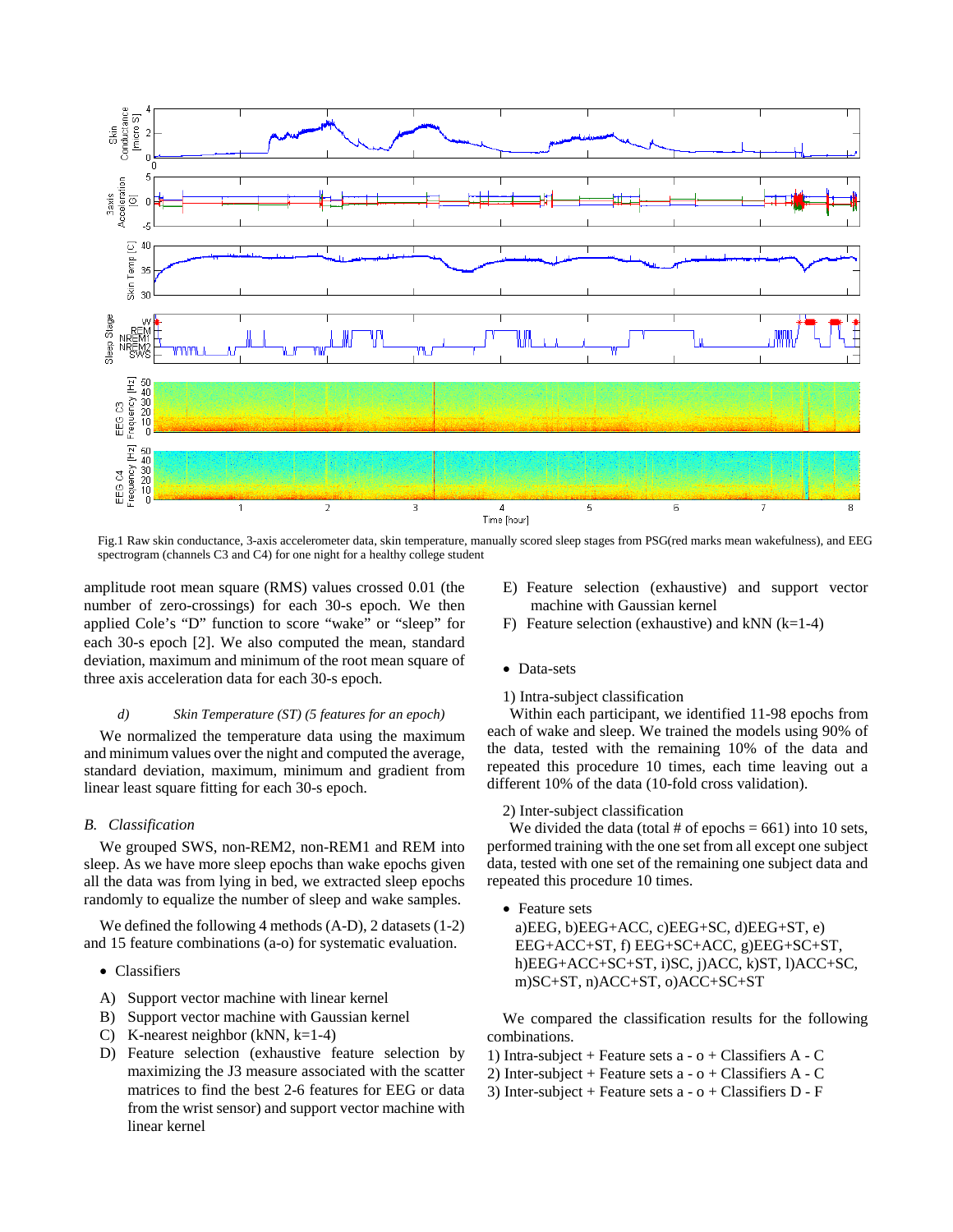Fig.1 Raw skin conductance, 3-axis accelerometer data, skin temperature, manually scored sleep stages from PSG(red marks mean wakefulness), and EEG spectrogram (channels C3 and C4) for one night for a healthy college student

amplitude root mean square (RMS) values crossed 0.01 (the number of zero-crossings) for each 30-s epoch. We then applied Cole's "D" function to score "wake" or "sleep" for each 30-s epoch [2]. We also computed the mean, standard deviation, maximum and minimum of the root mean square of three axis acceleration data for each 30-s epoch.

#### *d) Skin Temperature (ST) (5 features for an epoch)*

We normalized the temperature data using the maximum and minimum values over the night and computed the average, standard deviation, maximum, minimum and gradient from linear least square fitting for each 30-s epoch.

### *B. Classification*

We grouped SWS, non-REM2, non-REM1 and REM into sleep. As we have more sleep epochs than wake epochs given all the data was from lying in bed, we extracted sleep epochs randomly to equalize the number of sleep and wake samples.

We defined the following 4 methods (A-D), 2 datasets (1-2) and 15 feature combinations (a-o) for systematic evaluation.

- Classifiers

A) Support vector machine with linear kernel
B) Support vector machine with Gaussian kernel
C) K-nearest neighbor (kNN, k=1-4)
D) Feature selection (exhaustive feature selection by maximizing the J3 measure associated with the scatter matrices to find the best 2-6 features for EEG or data from the wrist sensor) and support vector machine with linear kernel
E) Feature selection (exhaustive) and support vector machine with Gaussian kernel
F) Feature selection (exhaustive) and kNN (k=1-4)

- Data-sets

1) Intra-subject classification

Within each participant, we identified 11-98 epochs from each of wake and sleep. We trained the models using 90% of the data, tested with the remaining 10% of the data and repeated this procedure 10 times, each time leaving out a different 10% of the data (10-fold cross validation).

2) Inter-subject classification

We divided the data (total # of epochs = 661) into 10 sets, performed training with the one set from all except one subject data, tested with one set of the remaining one subject data and repeated this procedure 10 times.

- Feature sets

a)EEG, b)EEG+ACC, c)EEG+SC, d)EEG+ST, e) EEG+ACC+ST, f) EEG+SC+ACC, g)EEG+SC+ST, h)EEG+ACC+SC+ST, i)SC, j)ACC, k)ST, l)ACC+SC, m)SC+ST, n)ACC+ST, o)ACC+SC+ST

We compared the classification results for the following combinations.

1) Intra-subject + Feature sets a - o + Classifiers A - C
2) Inter-subject + Feature sets a - o + Classifiers A - C
3) Inter-subject + Feature sets a - o + Classifiers D - F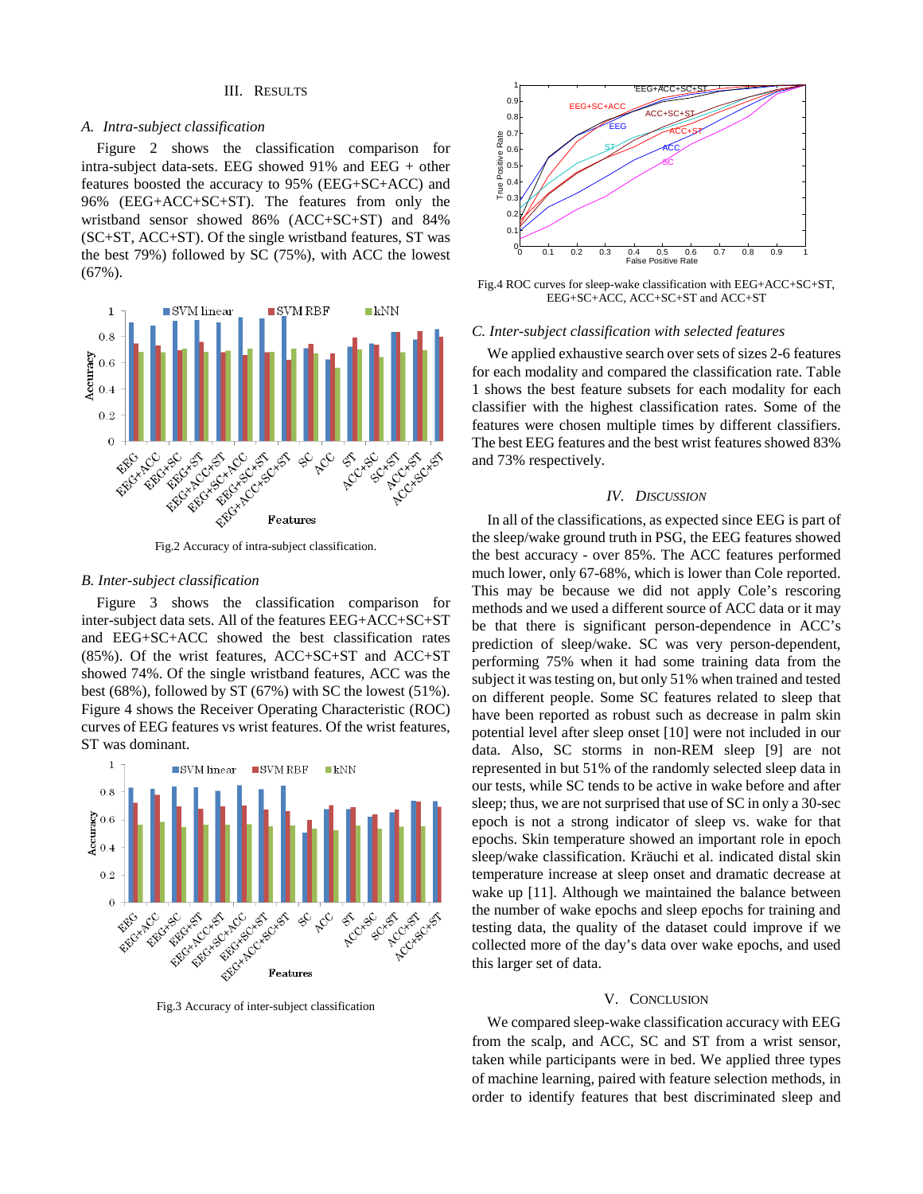## III. RESULTS

### A. Intra-subject classification

Figure 2 shows the classification comparison for intra-subject data-sets. EEG showed 91% and EEG + other features boosted the accuracy to 95% (EEG+SC+ACC) and 96% (EEG+ACC+SC+ST). The features from only the wristband sensor showed 86% (ACC+SC+ST) and 84% (SC+ST, ACC+ST). Of the single wristband features, ST was the best 79%) followed by SC (75%), with ACC the lowest (67%).

Fig.2 Accuracy of intra-subject classification.

### B. Inter-subject classification

Figure 3 shows the classification comparison for inter-subject data sets. All of the features EEG+ACC+SC+ST and EEG+SC+ACC showed the best classification rates (85%). Of the wrist features, ACC+SC+ST and ACC+ST showed 74%. Of the single wristband features, ACC was the best (68%), followed by ST (67%) with SC the lowest (51%). Figure 4 shows the Receiver Operating Characteristic (ROC) curves of EEG features vs wrist features. Of the wrist features, ST was dominant.

Fig.3 Accuracy of inter-subject classification

Fig.4 ROC curves for sleep-wake classification with EEG+ACC+SC+ST, EEG+SC+ACC, ACC+SC+ST and ACC+ST

### C. Inter-subject classification with selected features

We applied exhaustive search over sets of sizes 2-6 features for each modality and compared the classification rate. Table 1 shows the best feature subsets for each modality for each classifier with the highest classification rates. Some of the features were chosen multiple times by different classifiers. The best EEG features and the best wrist features showed 83% and 73% respectively.

## IV. DISCUSSION

In all of the classifications, as expected since EEG is part of the sleep/wake ground truth in PSG, the EEG features showed the best accuracy - over 85%. The ACC features performed much lower, only 67-68%, which is lower than Cole reported. This may be because we did not apply Cole's rescoring methods and we used a different source of ACC data or it may be that there is significant person-dependence in ACC's prediction of sleep/wake. SC was very person-dependent, performing 75% when it had some training data from the subject it was testing on, but only 51% when trained and tested on different people. Some SC features related to sleep that have been reported as robust such as decrease in palm skin potential level after sleep onset [10] were not included in our data. Also, SC storms in non-REM sleep [9] are not represented in but 51% of the randomly selected sleep data in our tests, while SC tends to be active in wake before and after sleep; thus, we are not surprised that use of SC in only a 30-sec epoch is not a strong indicator of sleep vs. wake for that epochs. Skin temperature showed an important role in epoch sleep/wake classification. Kräuchi et al. indicated distal skin temperature increase at sleep onset and dramatic decrease at wake up [11]. Although we maintained the balance between the number of wake epochs and sleep epochs for training and testing data, the quality of the dataset could improve if we collected more of the day's data over wake epochs, and used this larger set of data.

## V. CONCLUSION

We compared sleep-wake classification accuracy with EEG from the scalp, and ACC, SC and ST from a wrist sensor, taken while participants were in bed. We applied three types of machine learning, paired with feature selection methods, in order to identify features that best discriminated sleep and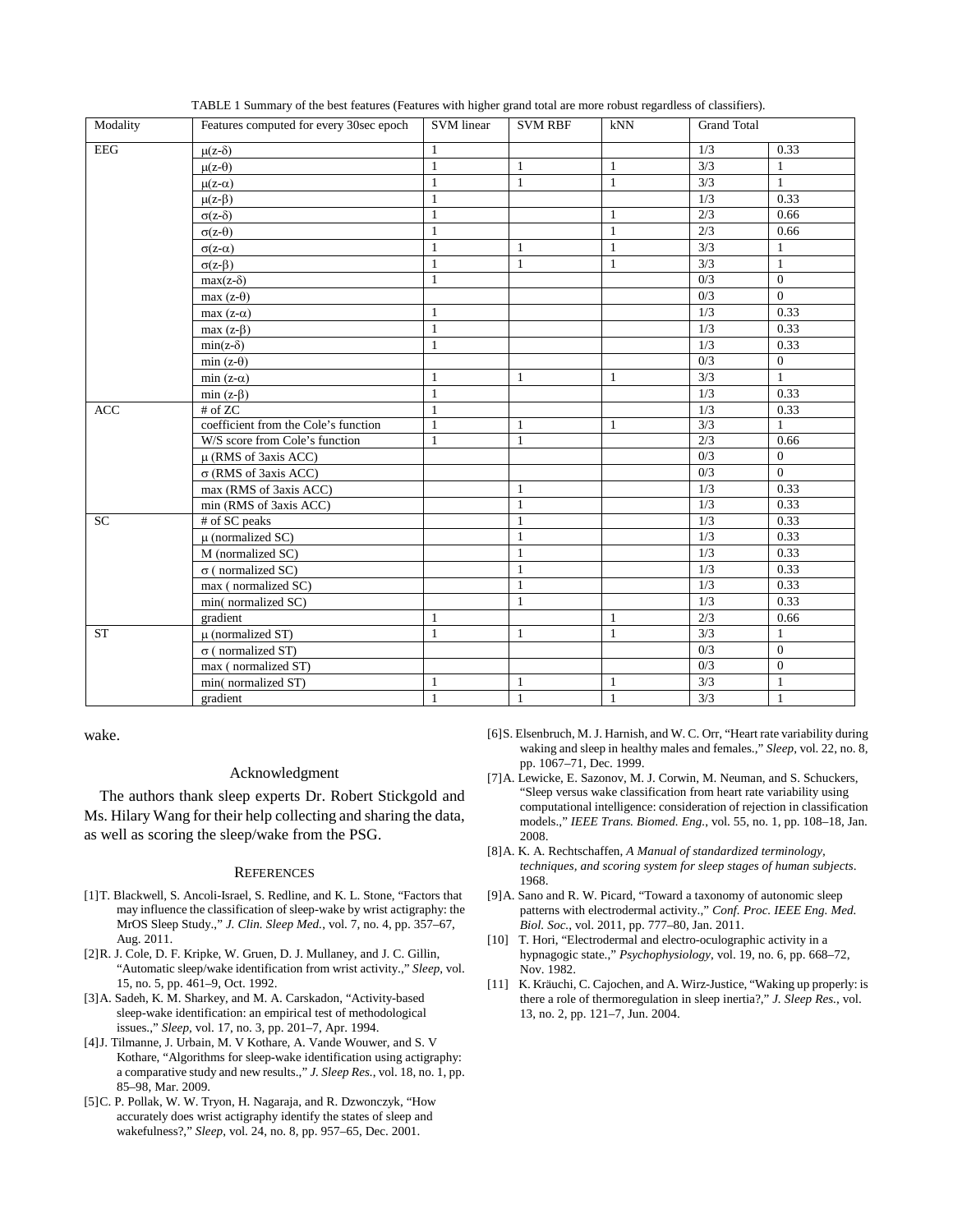TABLE 1 Summary of the best features (Features with higher grand total are more robust regardless of classifiers).

| Modality | Features computed for every 30sec epoch | SVM linear | SVM RBF | kNN | Grand Total | |
|---|---|---|---|---|---|---|
| EEG | $\mu$(z-$\delta$) | 1 | | | 1/3 | 0.33 |
| | $\mu$(z-$\theta$) | 1 | 1 | 1 | 3/3 | 1 |
| | $\mu$(z-$\alpha$) | 1 | 1 | 1 | 3/3 | 1 |
| | $\mu$(z-$\beta$) | 1 | | | 1/3 | 0.33 |
| | $\sigma$(z-$\delta$) | 1 | | 1 | 2/3 | 0.66 |
| | $\sigma$(z-$\theta$) | 1 | | 1 | 2/3 | 0.66 |
| | $\sigma$(z-$\alpha$) | 1 | 1 | 1 | 3/3 | 1 |
| | $\sigma$(z-$\beta$) | 1 | 1 | 1 | 3/3 | 1 |
| | max(z-$\delta$) | 1 | | | 0/3 | 0 |
| | max (z-$\theta$) | | | | 0/3 | 0 |
| | max (z-$\alpha$) | 1 | | | 1/3 | 0.33 |
| | max (z-$\beta$) | 1 | | | 1/3 | 0.33 |
| | min(z-$\delta$) | 1 | | | 1/3 | 0.33 |
| | min (z-$\theta$) | | | | 0/3 | 0 |
| | min (z-$\alpha$) | 1 | 1 | 1 | 3/3 | 1 |
| | min (z-$\beta$) | 1 | | | 1/3 | 0.33 |
| ACC | # of ZC | 1 | | | 1/3 | 0.33 |
| | coefficient from the Cole's function | 1 | 1 | 1 | 3/3 | 1 |
| | W/S score from Cole's function | 1 | 1 | | 2/3 | 0.66 |
| | $\mu$ (RMS of 3axis ACC) | | | | 0/3 | 0 |
| | $\sigma$ (RMS of 3axis ACC) | | | | 0/3 | 0 |
| | max (RMS of 3axis ACC) | | 1 | | 1/3 | 0.33 |
| | min (RMS of 3axis ACC) | | 1 | | 1/3 | 0.33 |
| SC | # of SC peaks | | 1 | | 1/3 | 0.33 |
| | $\mu$ (normalized SC) | | 1 | | 1/3 | 0.33 |
| | M (normalized SC) | | 1 | | 1/3 | 0.33 |
| | $\sigma$ ( normalized SC) | | 1 | | 1/3 | 0.33 |
| | max ( normalized SC) | | 1 | | 1/3 | 0.33 |
| | min( normalized SC) | | 1 | | 1/3 | 0.33 |
| | gradient | 1 | | 1 | 2/3 | 0.66 |
| ST | $\mu$ (normalized ST) | 1 | 1 | 1 | 3/3 | 1 |
| | $\sigma$ ( normalized ST) | | | | 0/3 | 0 |
| | max ( normalized ST) | | | | 0/3 | 0 |
| | min( normalized ST) | 1 | 1 | 1 | 3/3 | 1 |
| | gradient | 1 | 1 | 1 | 3/3 | 1 |

wake.

### Acknowledgment

The authors thank sleep experts Dr. Robert Stickgold and Ms. Hilary Wang for their help collecting and sharing the data, as well as scoring the sleep/wake from the PSG.

### References

[1] T. Blackwell, S. Ancoli-Israel, S. Redline, and K. L. Stone, "Factors that may influence the classification of sleep-wake by wrist actigraphy: the MrOS Sleep Study.," *J. Clin. Sleep Med.*, vol. 7, no. 4, pp. 357–67, Aug. 2011.

[2] R. J. Cole, D. F. Kripke, W. Gruen, D. J. Mullaney, and J. C. Gillin, "Automatic sleep/wake identification from wrist activity.," *Sleep*, vol. 15, no. 5, pp. 461–9, Oct. 1992.

[3] A. Sadeh, K. M. Sharkey, and M. A. Carskadon, "Activity-based sleep-wake identification: an empirical test of methodological issues.," *Sleep*, vol. 17, no. 3, pp. 201–7, Apr. 1994.

[4] J. Tilmanne, J. Urbain, M. V Kothare, A. Vande Wouwer, and S. V Kothare, "Algorithms for sleep-wake identification using actigraphy: a comparative study and new results.," *J. Sleep Res.*, vol. 18, no. 1, pp. 85–98, Mar. 2009.

[5] C. P. Pollak, W. W. Tryon, H. Nagaraja, and R. Dzwonczyk, "How accurately does wrist actigraphy identify the states of sleep and wakefulness?," *Sleep*, vol. 24, no. 8, pp. 957–65, Dec. 2001.

[6] S. Elsenbruch, M. J. Harnish, and W. C. Orr, "Heart rate variability during waking and sleep in healthy males and females.," *Sleep*, vol. 22, no. 8, pp. 1067–71, Dec. 1999.

[7] A. Lewicke, E. Sazonov, M. J. Corwin, M. Neuman, and S. Schuckers, "Sleep versus wake classification from heart rate variability using computational intelligence: consideration of rejection in classification models.," *IEEE Trans. Biomed. Eng.*, vol. 55, no. 1, pp. 108–18, Jan. 2008.

[8] A. K. A. Rechtschaffen, *A Manual of standardized terminology, techniques, and scoring system for sleep stages of human subjects*. 1968.

[9] A. Sano and R. W. Picard, "Toward a taxonomy of autonomic sleep patterns with electrodermal activity.," *Conf. Proc. IEEE Eng. Med. Biol. Soc.*, vol. 2011, pp. 777–80, Jan. 2011.

[10] T. Hori, "Electrodermal and electro-oculographic activity in a hypnagogic state.," *Psychophysiology*, vol. 19, no. 6, pp. 668–72, Nov. 1982.

[11] K. Kräuchi, C. Cajochen, and A. Wirz-Justice, "Waking up properly: is there a role of thermoregulation in sleep inertia?," *J. Sleep Res.*, vol. 13, no. 2, pp. 121–7, Jun. 2004.